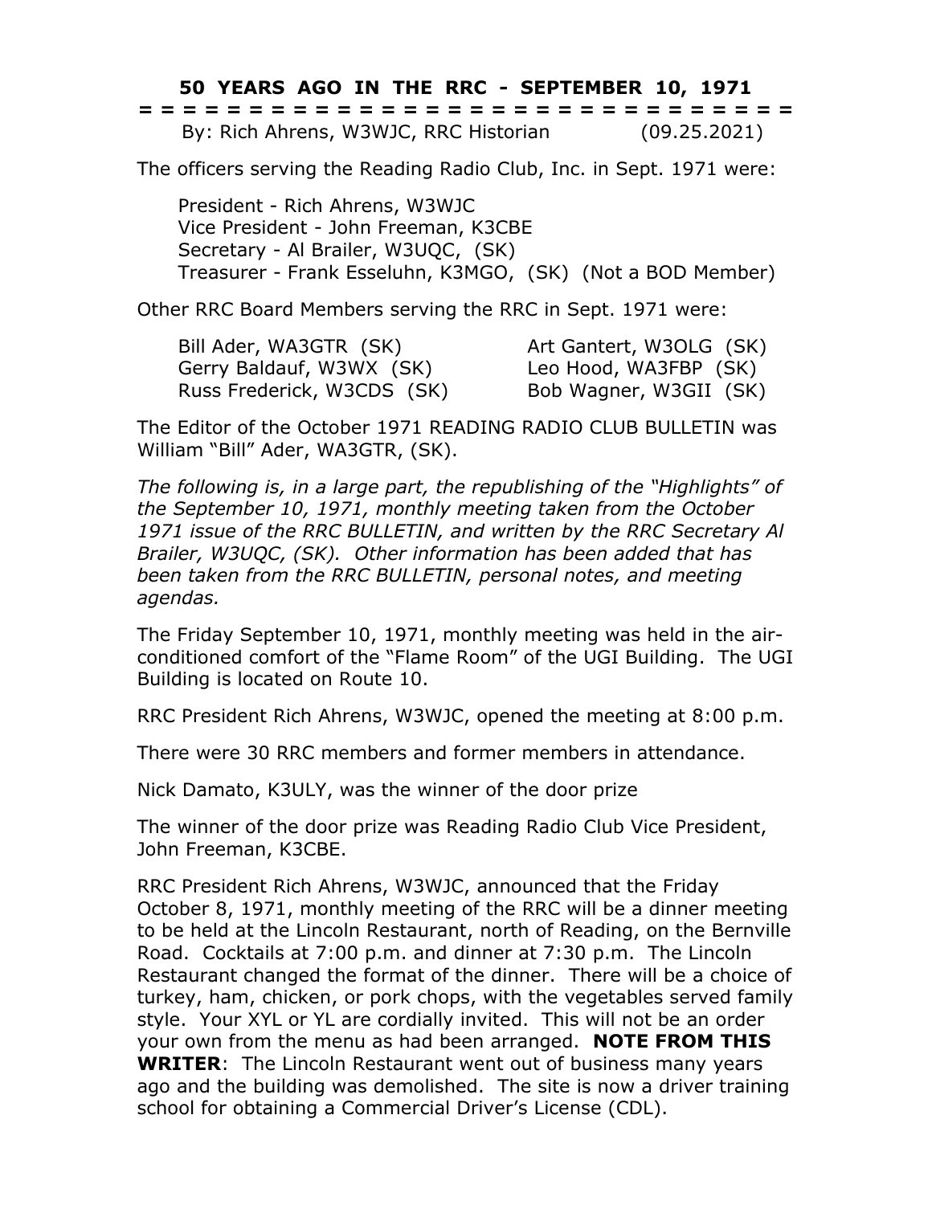# 50 YEARS AGO IN THE RRC - SEPTEMBER 10, 1971

= = = = = = = = = = = = = = = = = = = = = = = = = = = = = = = = = = =

By: Rich Ahrens, W3WJC, RRC Historian (09.25.2021)

The officers serving the Reading Radio Club, Inc. in Sept. 1971 were:

President - Rich Ahrens, W3WJC
Vice President - John Freeman, K3CBE
Secretary - Al Brailer, W3UQC, (SK)
Treasurer - Frank Esseluhn, K3MGO, (SK) (Not a BOD Member)

Other RRC Board Members serving the RRC in Sept. 1971 were:

Bill Ader, WA3GTR (SK)
Gerry Baldauf, W3WX (SK)
Russ Frederick, W3CDS (SK)
Art Gantert, W3OLG (SK)
Leo Hood, WA3FBP (SK)
Bob Wagner, W3GII (SK)

The Editor of the October 1971 READING RADIO CLUB BULLETIN was William “Bill” Ader, WA3GTR, (SK).

*The following is, in a large part, the republishing of the “Highlights” of the September 10, 1971, monthly meeting taken from the October 1971 issue of the RRC BULLETIN, and written by the RRC Secretary Al Brailer, W3UQC, (SK). Other information has been added that has been taken from the RRC BULLETIN, personal notes, and meeting agendas.*

The Friday September 10, 1971, monthly meeting was held in the air-conditioned comfort of the “Flame Room” of the UGI Building. The UGI Building is located on Route 10.

RRC President Rich Ahrens, W3WJC, opened the meeting at 8:00 p.m.

There were 30 RRC members and former members in attendance.

Nick Damato, K3ULY, was the winner of the door prize

The winner of the door prize was Reading Radio Club Vice President, John Freeman, K3CBE.

RRC President Rich Ahrens, W3WJC, announced that the Friday October 8, 1971, monthly meeting of the RRC will be a dinner meeting to be held at the Lincoln Restaurant, north of Reading, on the Bernville Road. Cocktails at 7:00 p.m. and dinner at 7:30 p.m. The Lincoln Restaurant changed the format of the dinner. There will be a choice of turkey, ham, chicken, or pork chops, with the vegetables served family style. Your XYL or YL are cordially invited. This will not be an order your own from the menu as had been arranged. **NOTE FROM THIS WRITER**: The Lincoln Restaurant went out of business many years ago and the building was demolished. The site is now a driver training school for obtaining a Commercial Driver’s License (CDL).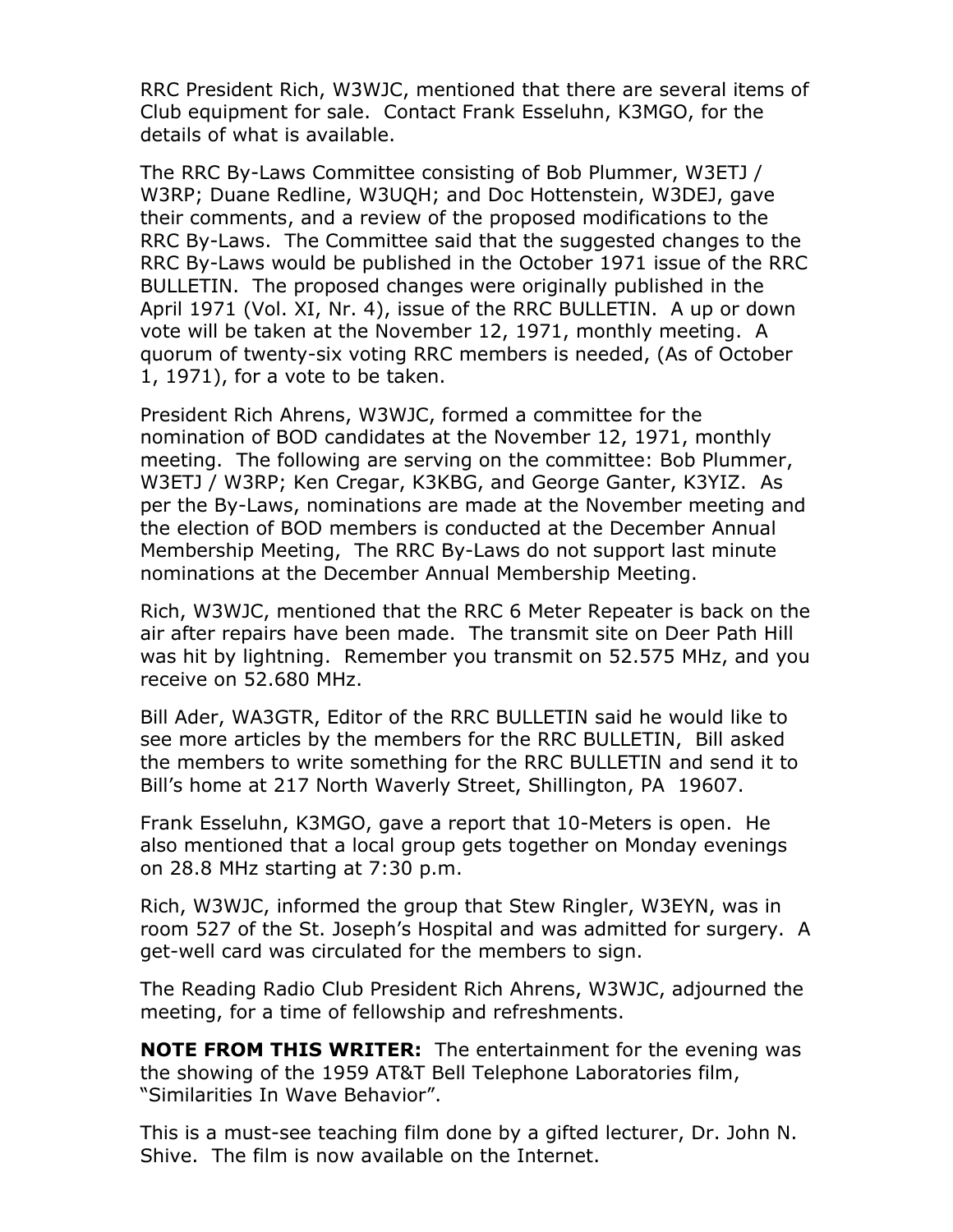RRC President Rich, W3WJC, mentioned that there are several items of Club equipment for sale. Contact Frank Esseluhn, K3MGO, for the details of what is available.

The RRC By-Laws Committee consisting of Bob Plummer, W3ETJ / W3RP; Duane Redline, W3UQH; and Doc Hottenstein, W3DEJ, gave their comments, and a review of the proposed modifications to the RRC By-Laws. The Committee said that the suggested changes to the RRC By-Laws would be published in the October 1971 issue of the RRC BULLETIN. The proposed changes were originally published in the April 1971 (Vol. XI, Nr. 4), issue of the RRC BULLETIN. A up or down vote will be taken at the November 12, 1971, monthly meeting. A quorum of twenty-six voting RRC members is needed, (As of October 1, 1971), for a vote to be taken.

President Rich Ahrens, W3WJC, formed a committee for the nomination of BOD candidates at the November 12, 1971, monthly meeting. The following are serving on the committee: Bob Plummer, W3ETJ / W3RP; Ken Cregar, K3KBG, and George Ganter, K3YIZ. As per the By-Laws, nominations are made at the November meeting and the election of BOD members is conducted at the December Annual Membership Meeting, The RRC By-Laws do not support last minute nominations at the December Annual Membership Meeting.

Rich, W3WJC, mentioned that the RRC 6 Meter Repeater is back on the air after repairs have been made. The transmit site on Deer Path Hill was hit by lightning. Remember you transmit on 52.575 MHz, and you receive on 52.680 MHz.

Bill Ader, WA3GTR, Editor of the RRC BULLETIN said he would like to see more articles by the members for the RRC BULLETIN, Bill asked the members to write something for the RRC BULLETIN and send it to Bill's home at 217 North Waverly Street, Shillington, PA 19607.

Frank Esseluhn, K3MGO, gave a report that 10-Meters is open. He also mentioned that a local group gets together on Monday evenings on 28.8 MHz starting at 7:30 p.m.

Rich, W3WJC, informed the group that Stew Ringler, W3EYN, was in room 527 of the St. Joseph's Hospital and was admitted for surgery. A get-well card was circulated for the members to sign.

The Reading Radio Club President Rich Ahrens, W3WJC, adjourned the meeting, for a time of fellowship and refreshments.

**NOTE FROM THIS WRITER:** The entertainment for the evening was the showing of the 1959 AT&T Bell Telephone Laboratories film, "Similarities In Wave Behavior".

This is a must-see teaching film done by a gifted lecturer, Dr. John N. Shive. The film is now available on the Internet.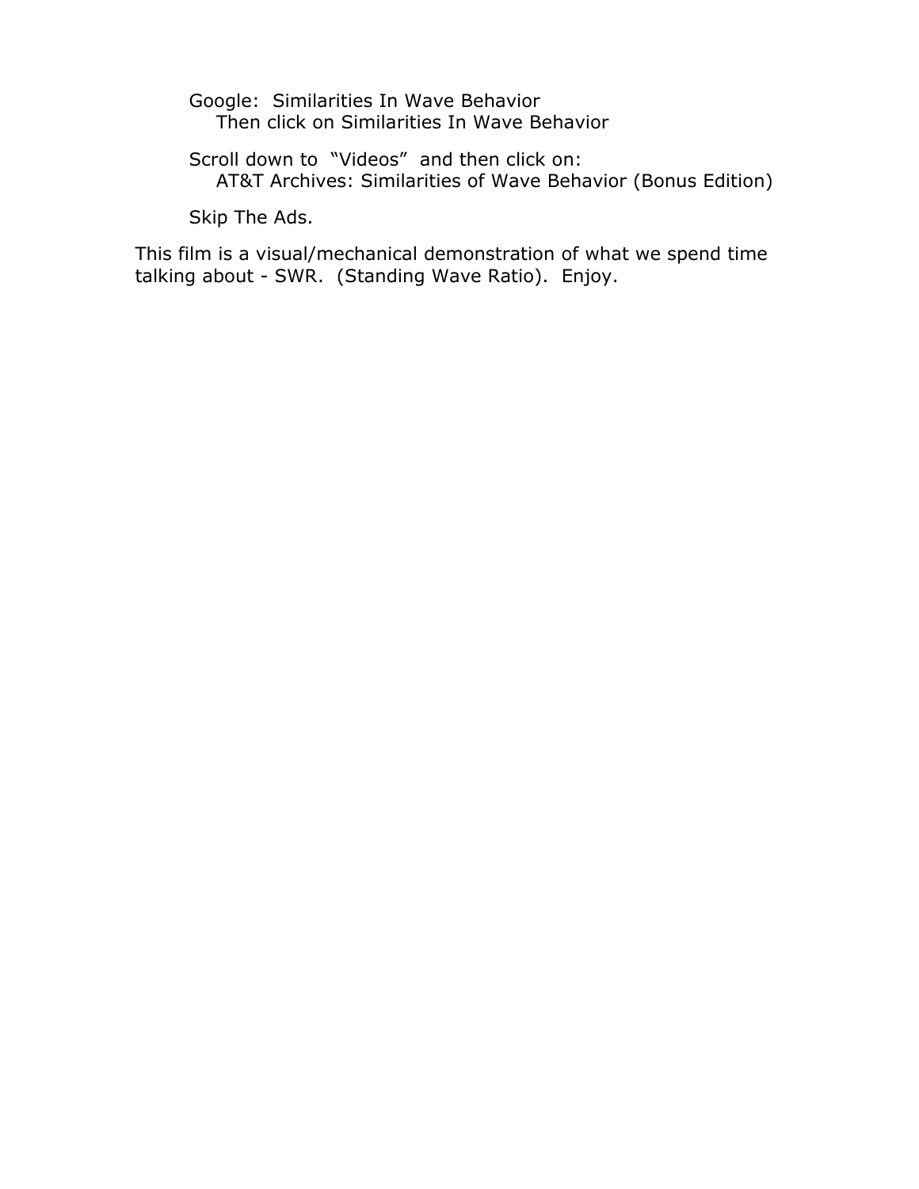Google: Similarities In Wave Behavior
Then click on Similarities In Wave Behavior

Scroll down to "Videos" and then click on:
AT&T Archives: Similarities of Wave Behavior (Bonus Edition)

Skip The Ads.

This film is a visual/mechanical demonstration of what we spend time talking about - SWR. (Standing Wave Ratio). Enjoy.